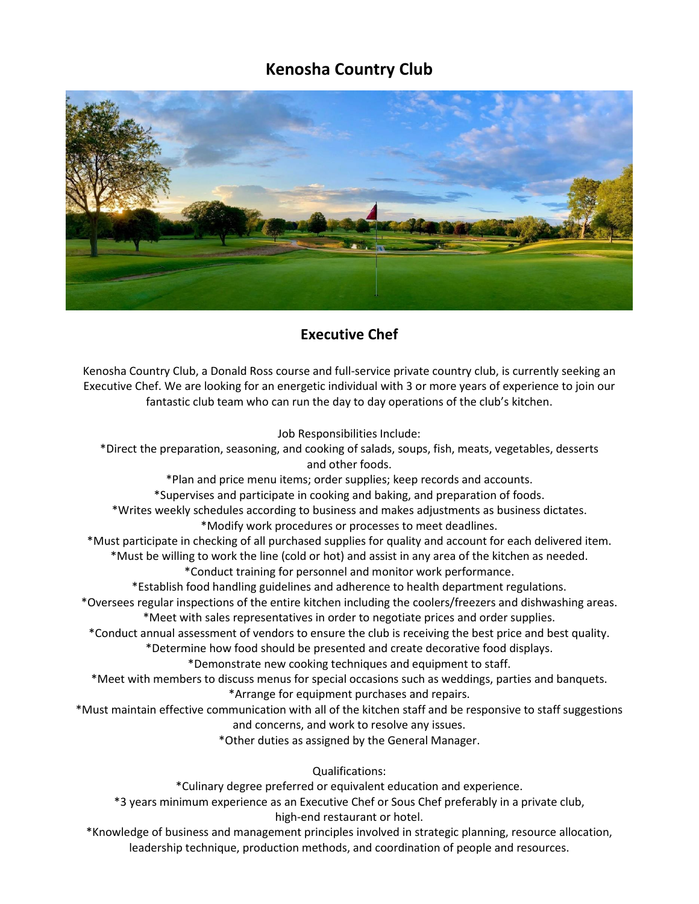# Kenosha Country Club

## Executive Chef

Kenosha Country Club, a Donald Ross course and full-service private country club, is currently seeking an Executive Chef. We are looking for an energetic individual with 3 or more years of experience to join our fantastic club team who can run the day to day operations of the club's kitchen.

Job Responsibilities Include:

*Direct the preparation, seasoning, and cooking of salads, soups, fish, meats, vegetables, desserts and other foods.

*Plan and price menu items; order supplies; keep records and accounts.

*Supervises and participate in cooking and baking, and preparation of foods.

*Writes weekly schedules according to business and makes adjustments as business dictates.

*Modify work procedures or processes to meet deadlines.

*Must participate in checking of all purchased supplies for quality and account for each delivered item.

*Must be willing to work the line (cold or hot) and assist in any area of the kitchen as needed.

*Conduct training for personnel and monitor work performance.

*Establish food handling guidelines and adherence to health department regulations.

*Oversees regular inspections of the entire kitchen including the coolers/freezers and dishwashing areas.

*Meet with sales representatives in order to negotiate prices and order supplies.

*Conduct annual assessment of vendors to ensure the club is receiving the best price and best quality.

*Determine how food should be presented and create decorative food displays.

*Demonstrate new cooking techniques and equipment to staff.

*Meet with members to discuss menus for special occasions such as weddings, parties and banquets.

*Arrange for equipment purchases and repairs.

*Must maintain effective communication with all of the kitchen staff and be responsive to staff suggestions and concerns, and work to resolve any issues.

*Other duties as assigned by the General Manager.

Qualifications:

*Culinary degree preferred or equivalent education and experience.

*3 years minimum experience as an Executive Chef or Sous Chef preferably in a private club, high-end restaurant or hotel.

*Knowledge of business and management principles involved in strategic planning, resource allocation, leadership technique, production methods, and coordination of people and resources.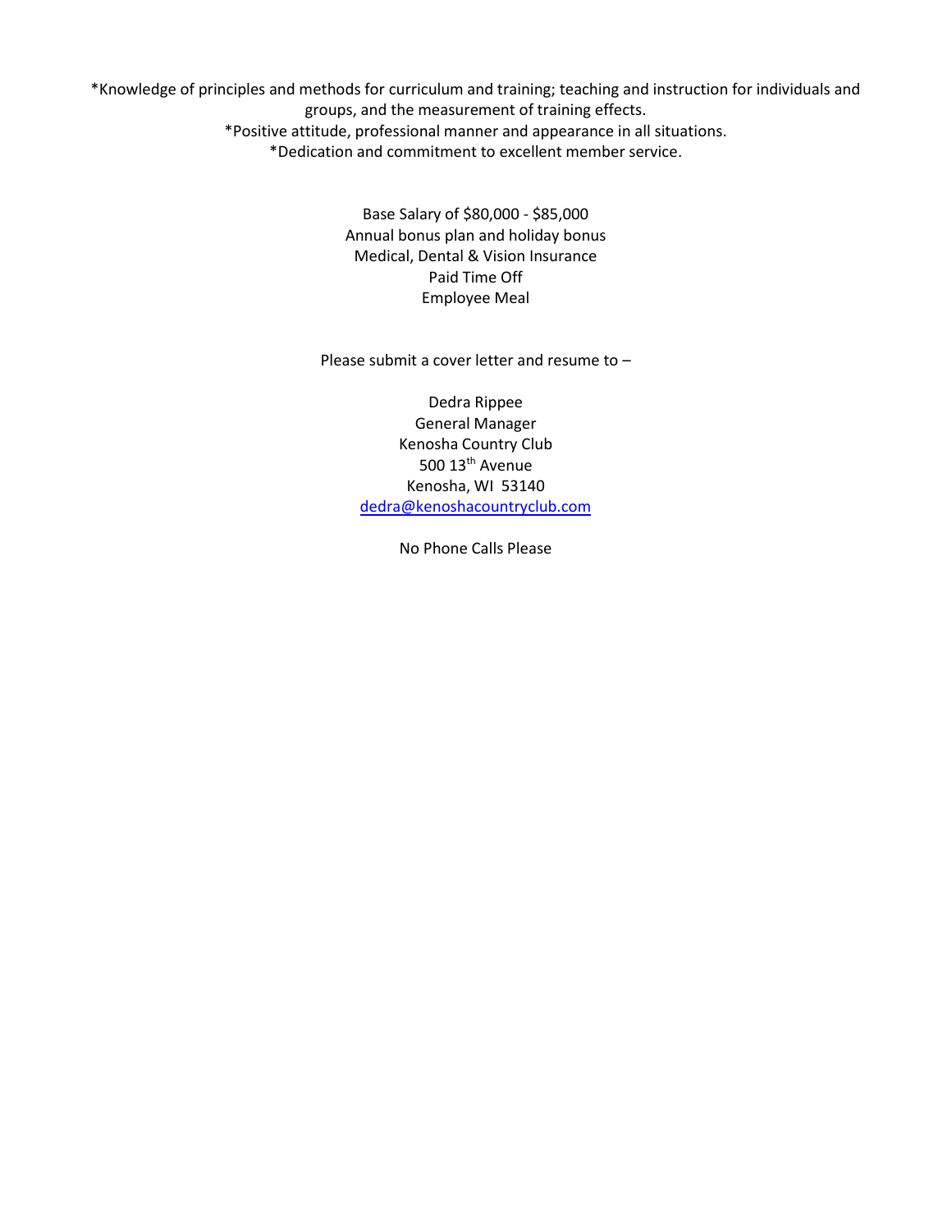*Knowledge of principles and methods for curriculum and training; teaching and instruction for individuals and groups, and the measurement of training effects.
*Positive attitude, professional manner and appearance in all situations.
*Dedication and commitment to excellent member service.

Base Salary of $80,000 - $85,000
Annual bonus plan and holiday bonus
Medical, Dental & Vision Insurance
Paid Time Off
Employee Meal

Please submit a cover letter and resume to –

Dedra Rippee
General Manager
Kenosha Country Club
500 13th Avenue
Kenosha, WI 53140
dedra@kenoshacountryclub.com

No Phone Calls Please